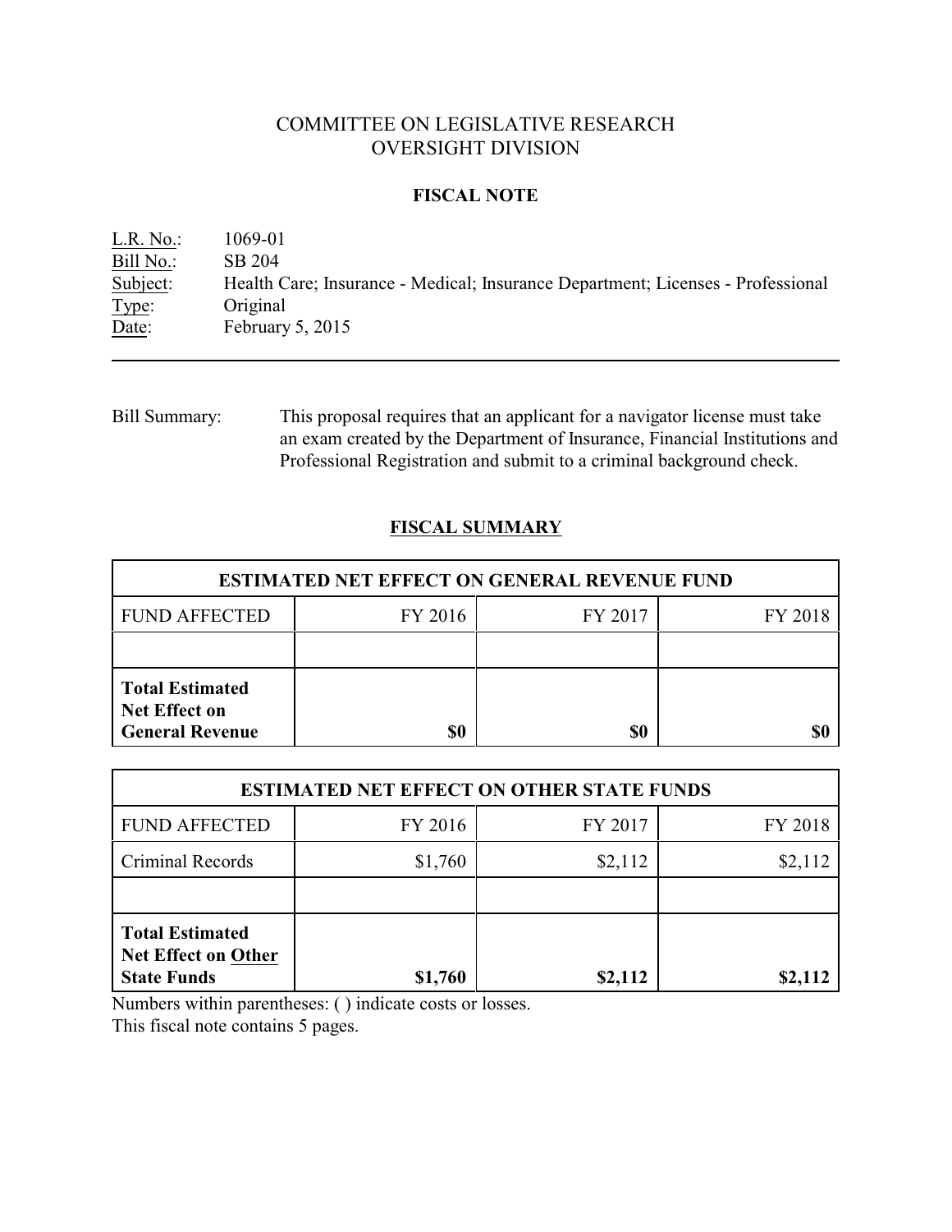# COMMITTEE ON LEGISLATIVE RESEARCH
# OVERSIGHT DIVISION

## FISCAL NOTE

L.R. No.: 1069-01
Bill No.: SB 204
Subject: Health Care; Insurance - Medical; Insurance Department; Licenses - Professional
Type: Original
Date: February 5, 2015

---

Bill Summary: This proposal requires that an applicant for a navigator license must take an exam created by the Department of Insurance, Financial Institutions and Professional Registration and submit to a criminal background check.

## FISCAL SUMMARY

| ESTIMATED NET EFFECT ON GENERAL REVENUE FUND | | | |
|---|---|---|---|
| FUND AFFECTED | FY 2016 | FY 2017 | FY 2018 |
| | | | |
| **Total Estimated Net Effect on General Revenue** | **$0** | **$0** | **$0** |

| ESTIMATED NET EFFECT ON OTHER STATE FUNDS | | | |
|---|---|---|---|
| FUND AFFECTED | FY 2016 | FY 2017 | FY 2018 |
| Criminal Records | $1,760 | $2,112 | $2,112 |
| | | | |
| **Total Estimated Net Effect on Other State Funds** | **$1,760** | **$2,112** | **$2,112** |

Numbers within parentheses: ( ) indicate costs or losses.
This fiscal note contains 5 pages.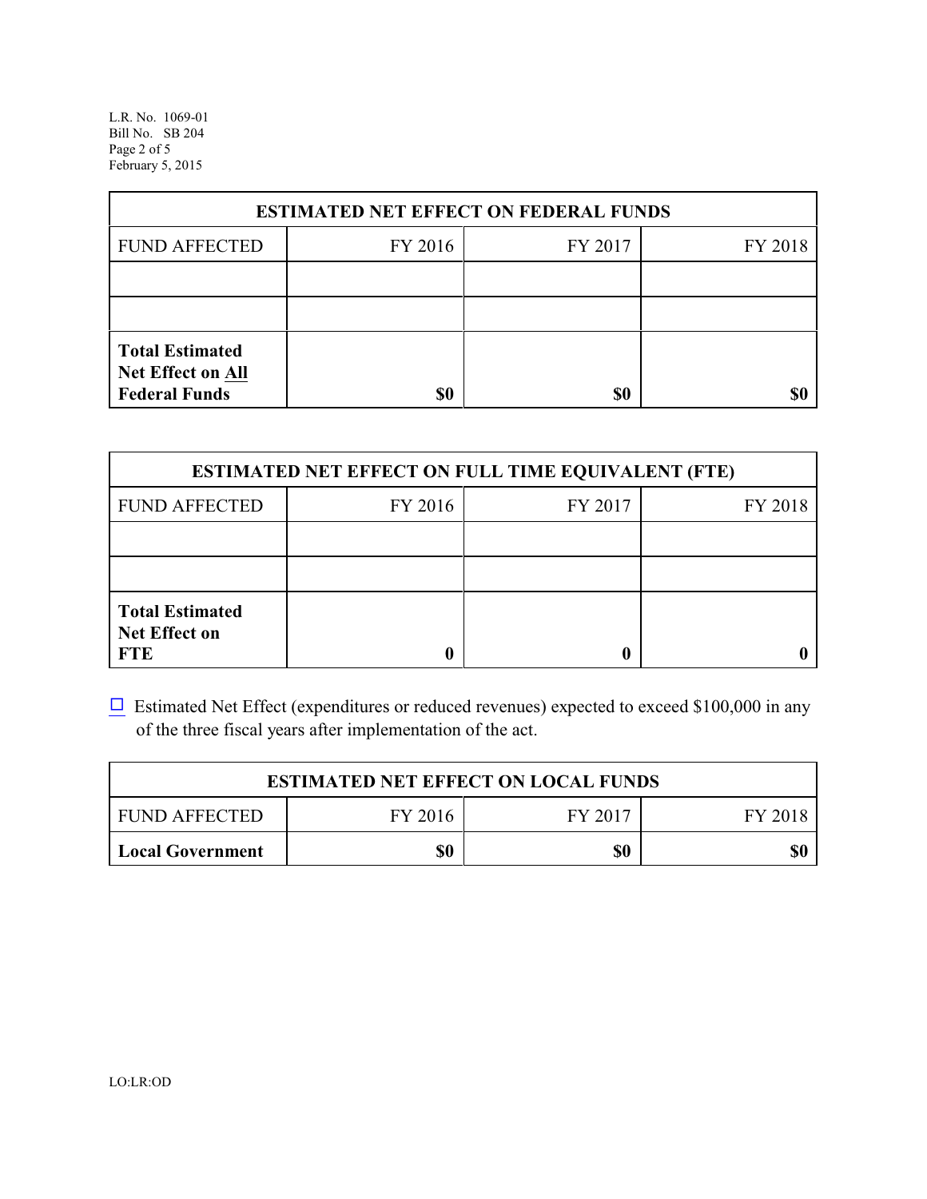| ESTIMATED NET EFFECT ON FEDERAL FUNDS | | | |
|---|---|---|---|
| FUND AFFECTED | FY 2016 | FY 2017 | FY 2018 |
| | | | |
| | | | |
| **Total Estimated Net Effect on All Federal Funds** | **$0** | **$0** | **$0** |

| ESTIMATED NET EFFECT ON FULL TIME EQUIVALENT (FTE) | | | |
|---|---|---|---|
| FUND AFFECTED | FY 2016 | FY 2017 | FY 2018 |
| | | | |
| | | | |
| **Total Estimated Net Effect on FTE** | **0** | **0** | **0** |

☐ Estimated Net Effect (expenditures or reduced revenues) expected to exceed $100,000 in any of the three fiscal years after implementation of the act.

| ESTIMATED NET EFFECT ON LOCAL FUNDS | | | |
|---|---|---|---|
| FUND AFFECTED | FY 2016 | FY 2017 | FY 2018 |
| **Local Government** | **$0** | **$0** | **$0** |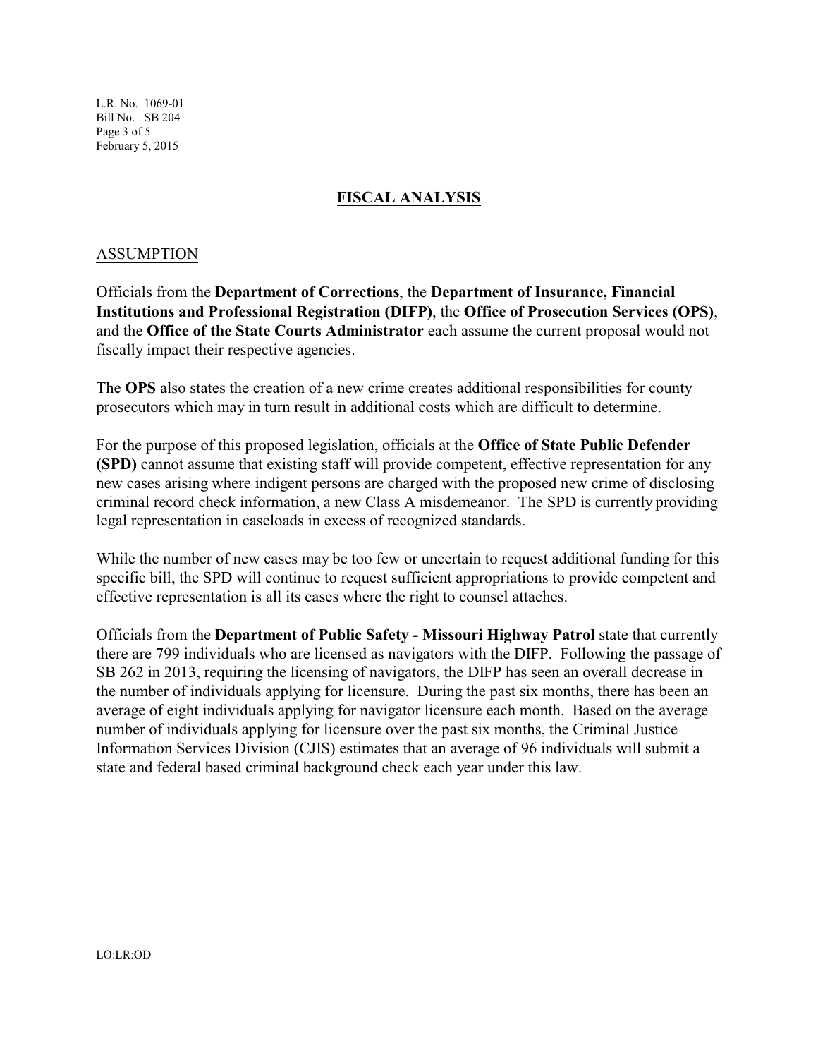## FISCAL ANALYSIS

ASSUMPTION

Officials from the **Department of Corrections**, the **Department of Insurance, Financial Institutions and Professional Registration (DIFP)**, the **Office of Prosecution Services (OPS)**, and the **Office of the State Courts Administrator** each assume the current proposal would not fiscally impact their respective agencies.

The **OPS** also states the creation of a new crime creates additional responsibilities for county prosecutors which may in turn result in additional costs which are difficult to determine.

For the purpose of this proposed legislation, officials at the **Office of State Public Defender (SPD)** cannot assume that existing staff will provide competent, effective representation for any new cases arising where indigent persons are charged with the proposed new crime of disclosing criminal record check information, a new Class A misdemeanor. The SPD is currently providing legal representation in caseloads in excess of recognized standards.

While the number of new cases may be too few or uncertain to request additional funding for this specific bill, the SPD will continue to request sufficient appropriations to provide competent and effective representation is all its cases where the right to counsel attaches.

Officials from the **Department of Public Safety - Missouri Highway Patrol** state that currently there are 799 individuals who are licensed as navigators with the DIFP. Following the passage of SB 262 in 2013, requiring the licensing of navigators, the DIFP has seen an overall decrease in the number of individuals applying for licensure. During the past six months, there has been an average of eight individuals applying for navigator licensure each month. Based on the average number of individuals applying for licensure over the past six months, the Criminal Justice Information Services Division (CJIS) estimates that an average of 96 individuals will submit a state and federal based criminal background check each year under this law.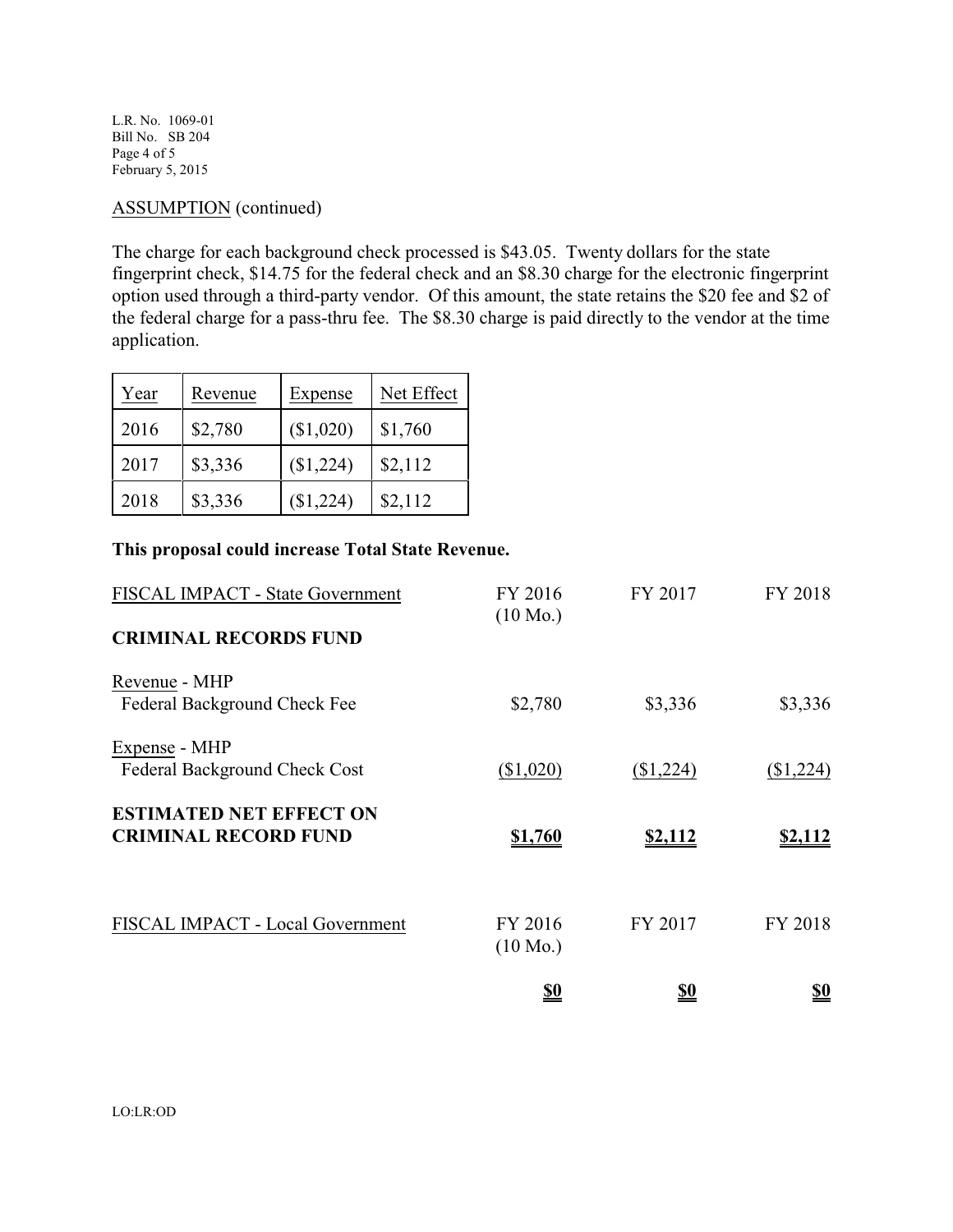ASSUMPTION (continued)

The charge for each background check processed is $43.05. Twenty dollars for the state fingerprint check, $14.75 for the federal check and an $8.30 charge for the electronic fingerprint option used through a third-party vendor. Of this amount, the state retains the $20 fee and $2 of the federal charge for a pass-thru fee. The $8.30 charge is paid directly to the vendor at the time application.

| Year | Revenue | Expense | Net Effect |
|---|---|---|---|
| 2016 | $2,780 | ($1,020) | $1,760 |
| 2017 | $3,336 | ($1,224) | $2,112 |
| 2018 | $3,336 | ($1,224) | $2,112 |

**This proposal could increase Total State Revenue.**

| FISCAL IMPACT - State Government | FY 2016 (10 Mo.) | FY 2017 | FY 2018 |
|---|---|---|---|
| **CRIMINAL RECORDS FUND** | | | |
| Revenue - MHP<br>Federal Background Check Fee | $2,780 | $3,336 | $3,336 |
| Expense - MHP<br>Federal Background Check Cost | ($1,020) | ($1,224) | ($1,224) |
| **ESTIMATED NET EFFECT ON CRIMINAL RECORD FUND** | **$1,760** | **$2,112** | **$2,112** |

| FISCAL IMPACT - Local Government | FY 2016 (10 Mo.) | FY 2017 | FY 2018 |
|---|---|---|---|
| | **$0** | **$0** | **$0** |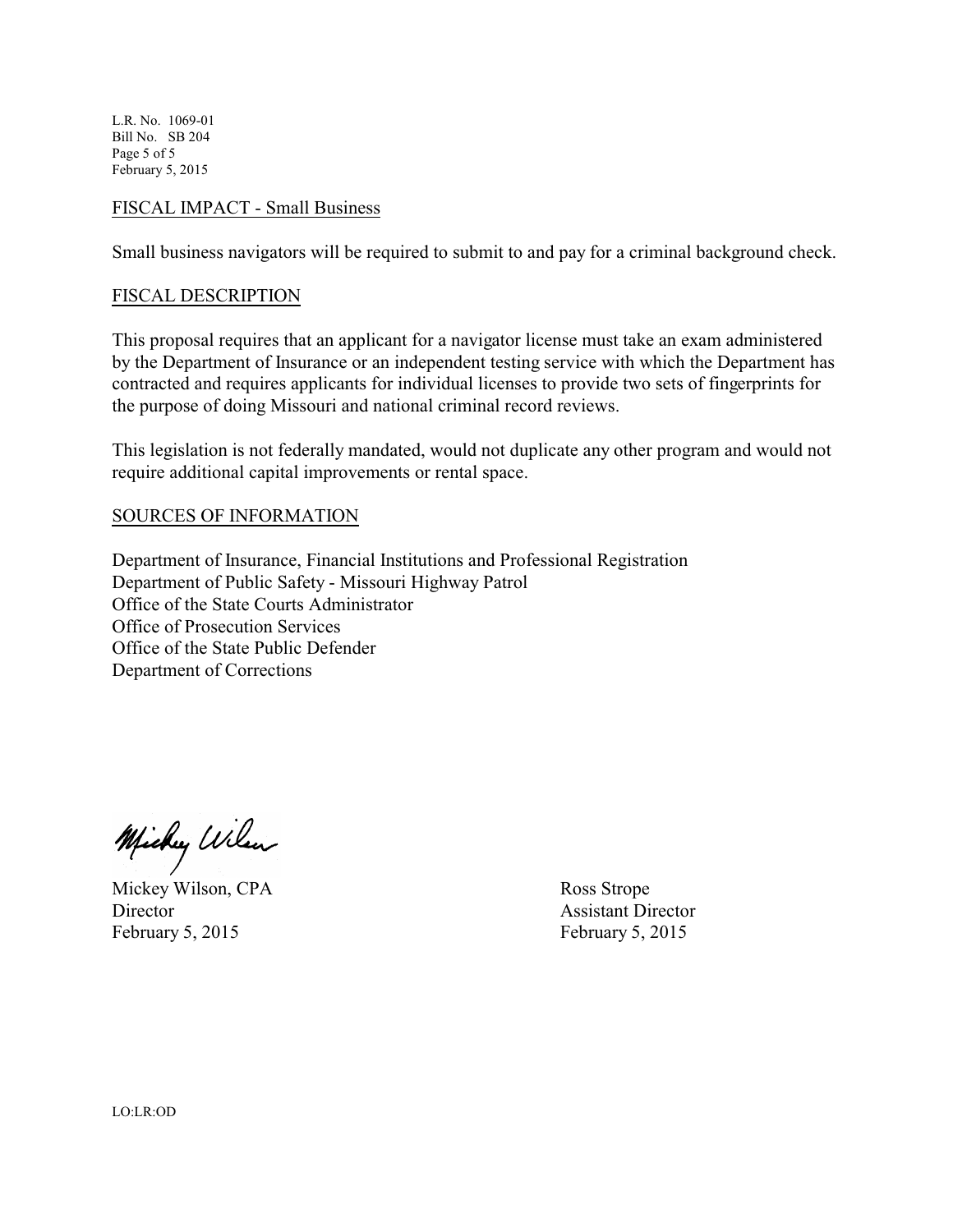## FISCAL IMPACT - Small Business

Small business navigators will be required to submit to and pay for a criminal background check.

## FISCAL DESCRIPTION

This proposal requires that an applicant for a navigator license must take an exam administered by the Department of Insurance or an independent testing service with which the Department has contracted and requires applicants for individual licenses to provide two sets of fingerprints for the purpose of doing Missouri and national criminal record reviews.

This legislation is not federally mandated, would not duplicate any other program and would not require additional capital improvements or rental space.

## SOURCES OF INFORMATION

Department of Insurance, Financial Institutions and Professional Registration
Department of Public Safety - Missouri Highway Patrol
Office of the State Courts Administrator
Office of Prosecution Services
Office of the State Public Defender
Department of Corrections

Mickey Wilson, CPA
Director
February 5, 2015

Ross Strope
Assistant Director
February 5, 2015

LO:LR:OD